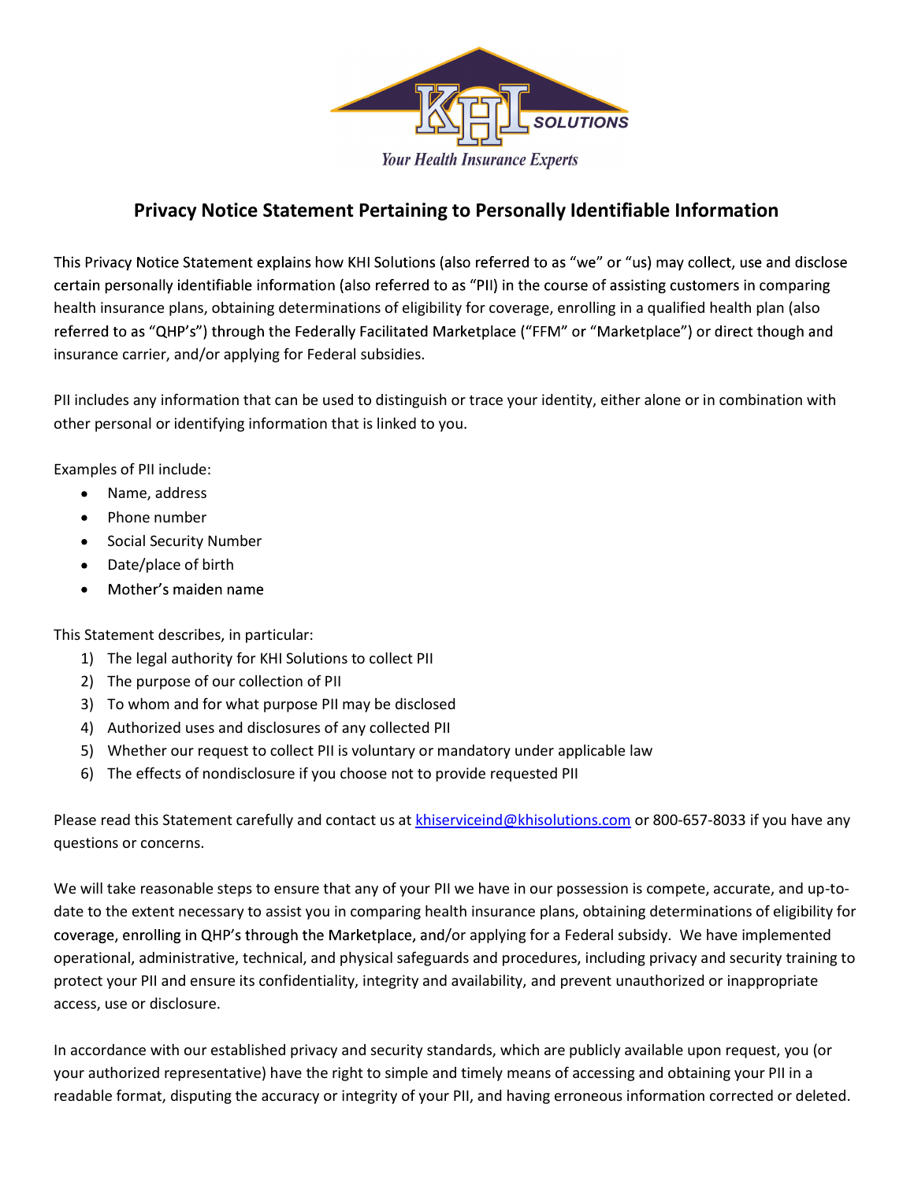KHI SOLUTIONS

*Your Health Insurance Experts*

## Privacy Notice Statement Pertaining to Personally Identifiable Information

This Privacy Notice Statement explains how KHI Solutions (also referred to as "we" or "us) may collect, use and disclose certain personally identifiable information (also referred to as "PII) in the course of assisting customers in comparing health insurance plans, obtaining determinations of eligibility for coverage, enrolling in a qualified health plan (also referred to as "QHP's") through the Federally Facilitated Marketplace ("FFM" or "Marketplace") or direct though and insurance carrier, and/or applying for Federal subsidies.

PII includes any information that can be used to distinguish or trace your identity, either alone or in combination with other personal or identifying information that is linked to you.

Examples of PII include:

- Name, address
- Phone number
- Social Security Number
- Date/place of birth
- Mother's maiden name

This Statement describes, in particular:

1) The legal authority for KHI Solutions to collect PII
2) The purpose of our collection of PII
3) To whom and for what purpose PII may be disclosed
4) Authorized uses and disclosures of any collected PII
5) Whether our request to collect PII is voluntary or mandatory under applicable law
6) The effects of nondisclosure if you choose not to provide requested PII

Please read this Statement carefully and contact us at khiserviceind@khisolutions.com or 800-657-8033 if you have any questions or concerns.

We will take reasonable steps to ensure that any of your PII we have in our possession is compete, accurate, and up-to-date to the extent necessary to assist you in comparing health insurance plans, obtaining determinations of eligibility for coverage, enrolling in QHP's through the Marketplace, and/or applying for a Federal subsidy. We have implemented operational, administrative, technical, and physical safeguards and procedures, including privacy and security training to protect your PII and ensure its confidentiality, integrity and availability, and prevent unauthorized or inappropriate access, use or disclosure.

In accordance with our established privacy and security standards, which are publicly available upon request, you (or your authorized representative) have the right to simple and timely means of accessing and obtaining your PII in a readable format, disputing the accuracy or integrity of your PII, and having erroneous information corrected or deleted.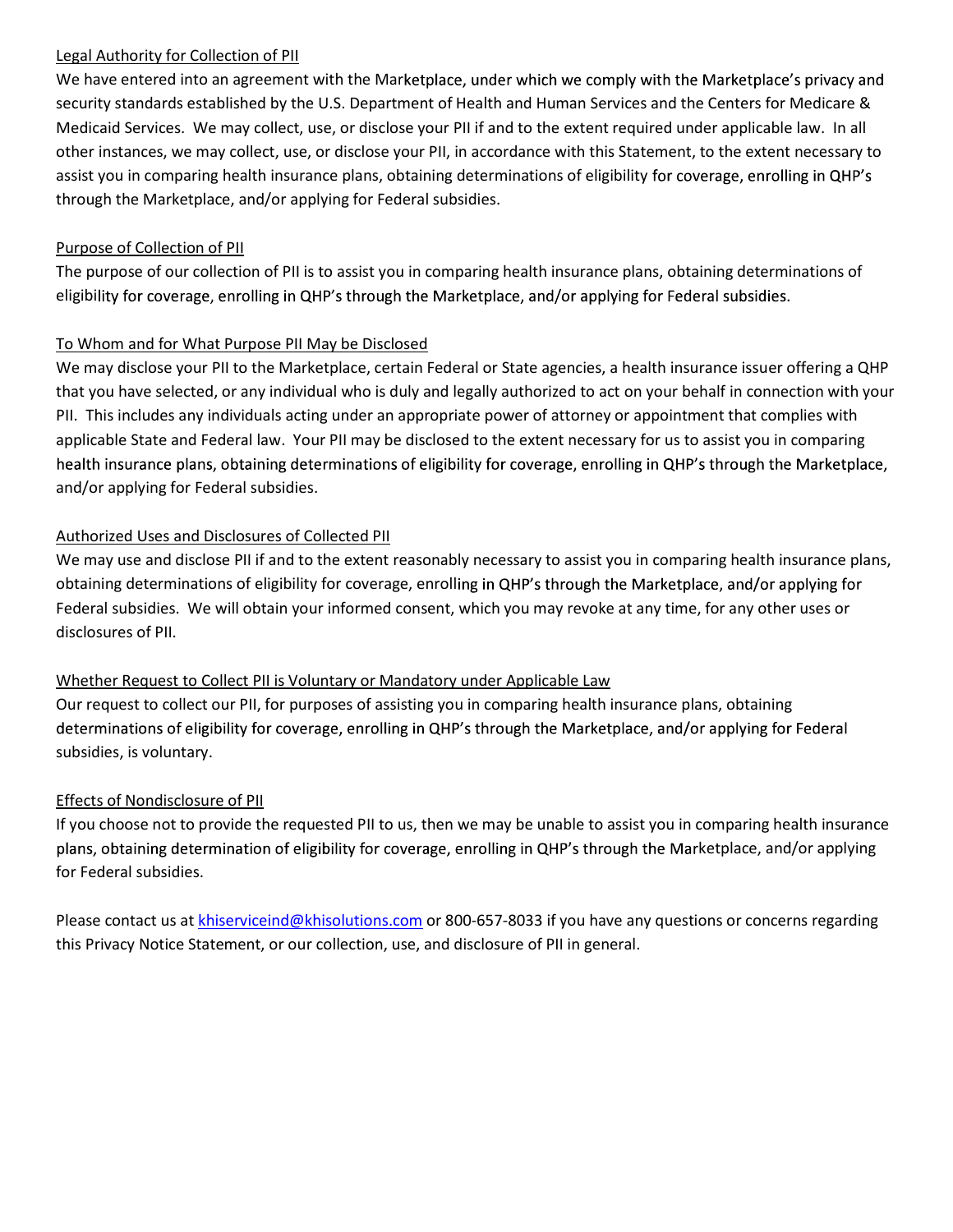## Legal Authority for Collection of PII

We have entered into an agreement with the Marketplace, under which we comply with the Marketplace's privacy and security standards established by the U.S. Department of Health and Human Services and the Centers for Medicare & Medicaid Services. We may collect, use, or disclose your PII if and to the extent required under applicable law. In all other instances, we may collect, use, or disclose your PII, in accordance with this Statement, to the extent necessary to assist you in comparing health insurance plans, obtaining determinations of eligibility for coverage, enrolling in QHP's through the Marketplace, and/or applying for Federal subsidies.

## Purpose of Collection of PII

The purpose of our collection of PII is to assist you in comparing health insurance plans, obtaining determinations of eligibility for coverage, enrolling in QHP's through the Marketplace, and/or applying for Federal subsidies.

## To Whom and for What Purpose PII May be Disclosed

We may disclose your PII to the Marketplace, certain Federal or State agencies, a health insurance issuer offering a QHP that you have selected, or any individual who is duly and legally authorized to act on your behalf in connection with your PII. This includes any individuals acting under an appropriate power of attorney or appointment that complies with applicable State and Federal law. Your PII may be disclosed to the extent necessary for us to assist you in comparing health insurance plans, obtaining determinations of eligibility for coverage, enrolling in QHP's through the Marketplace, and/or applying for Federal subsidies.

## Authorized Uses and Disclosures of Collected PII

We may use and disclose PII if and to the extent reasonably necessary to assist you in comparing health insurance plans, obtaining determinations of eligibility for coverage, enrolling in QHP's through the Marketplace, and/or applying for Federal subsidies. We will obtain your informed consent, which you may revoke at any time, for any other uses or disclosures of PII.

## Whether Request to Collect PII is Voluntary or Mandatory under Applicable Law

Our request to collect our PII, for purposes of assisting you in comparing health insurance plans, obtaining determinations of eligibility for coverage, enrolling in QHP's through the Marketplace, and/or applying for Federal subsidies, is voluntary.

## Effects of Nondisclosure of PII

If you choose not to provide the requested PII to us, then we may be unable to assist you in comparing health insurance plans, obtaining determination of eligibility for coverage, enrolling in QHP's through the Marketplace, and/or applying for Federal subsidies.

Please contact us at khiserviceind@khisolutions.com or 800-657-8033 if you have any questions or concerns regarding this Privacy Notice Statement, or our collection, use, and disclosure of PII in general.